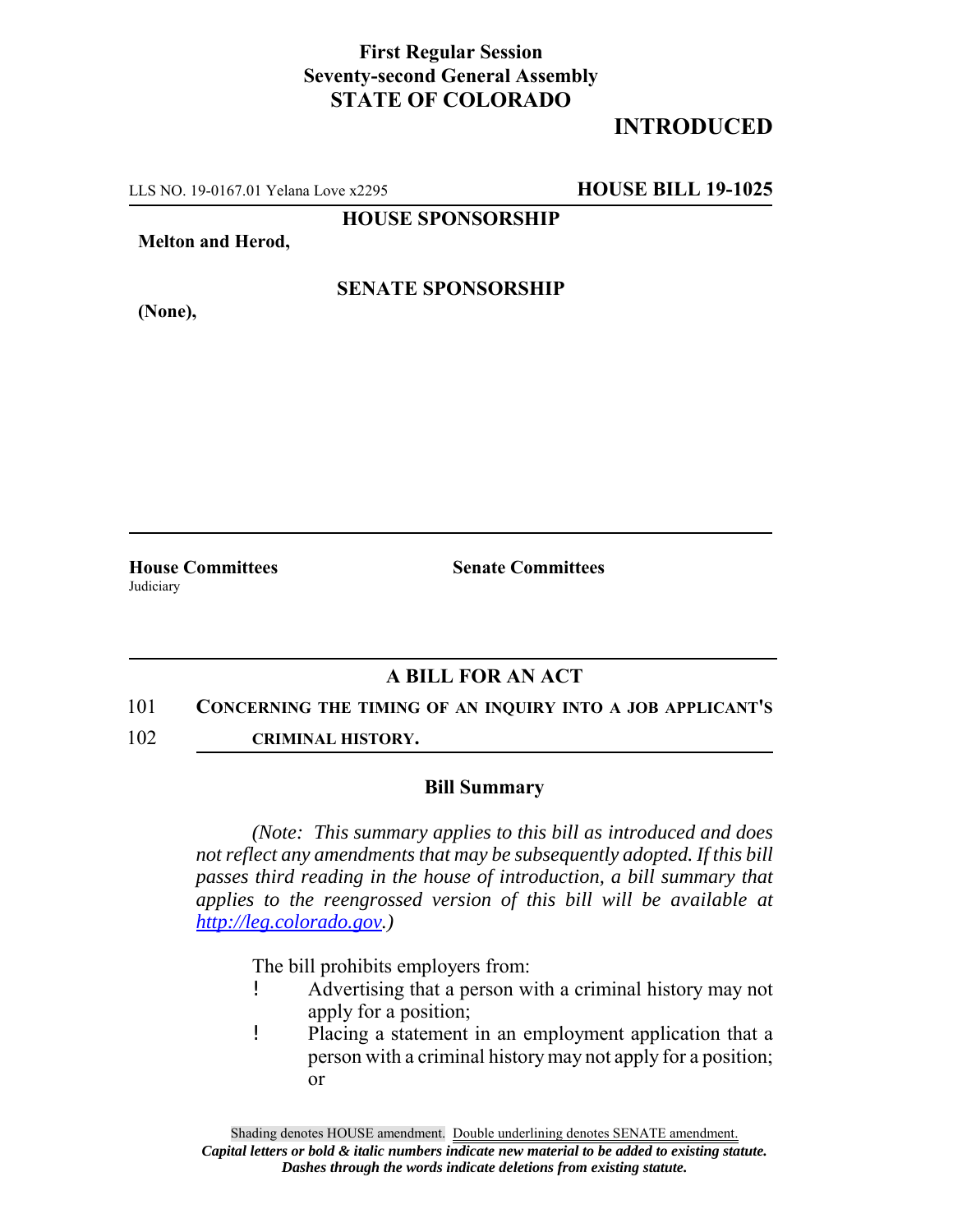**First Regular Session**
**Seventy-second General Assembly**
**STATE OF COLORADO**

# INTRODUCED

LLS NO. 19-0167.01 Yelana Love x2295 **HOUSE BILL 19-1025**

**HOUSE SPONSORSHIP**

**Melton and Herod,**

**SENATE SPONSORSHIP**

**(None),**

**House Committees**
Judiciary

**Senate Committees**

## A BILL FOR AN ACT

101 **CONCERNING THE TIMING OF AN INQUIRY INTO A JOB APPLICANT'S**
102 **CRIMINAL HISTORY.**

### Bill Summary

*(Note: This summary applies to this bill as introduced and does not reflect any amendments that may be subsequently adopted. If this bill passes third reading in the house of introduction, a bill summary that applies to the reengrossed version of this bill will be available at http://leg.colorado.gov.)*

The bill prohibits employers from:

- Advertising that a person with a criminal history may not apply for a position;
- Placing a statement in an employment application that a person with a criminal history may not apply for a position; or

Shading denotes HOUSE amendment. Double underlining denotes SENATE amendment.
***Capital letters or bold & italic numbers indicate new material to be added to existing statute.***
***Dashes through the words indicate deletions from existing statute.***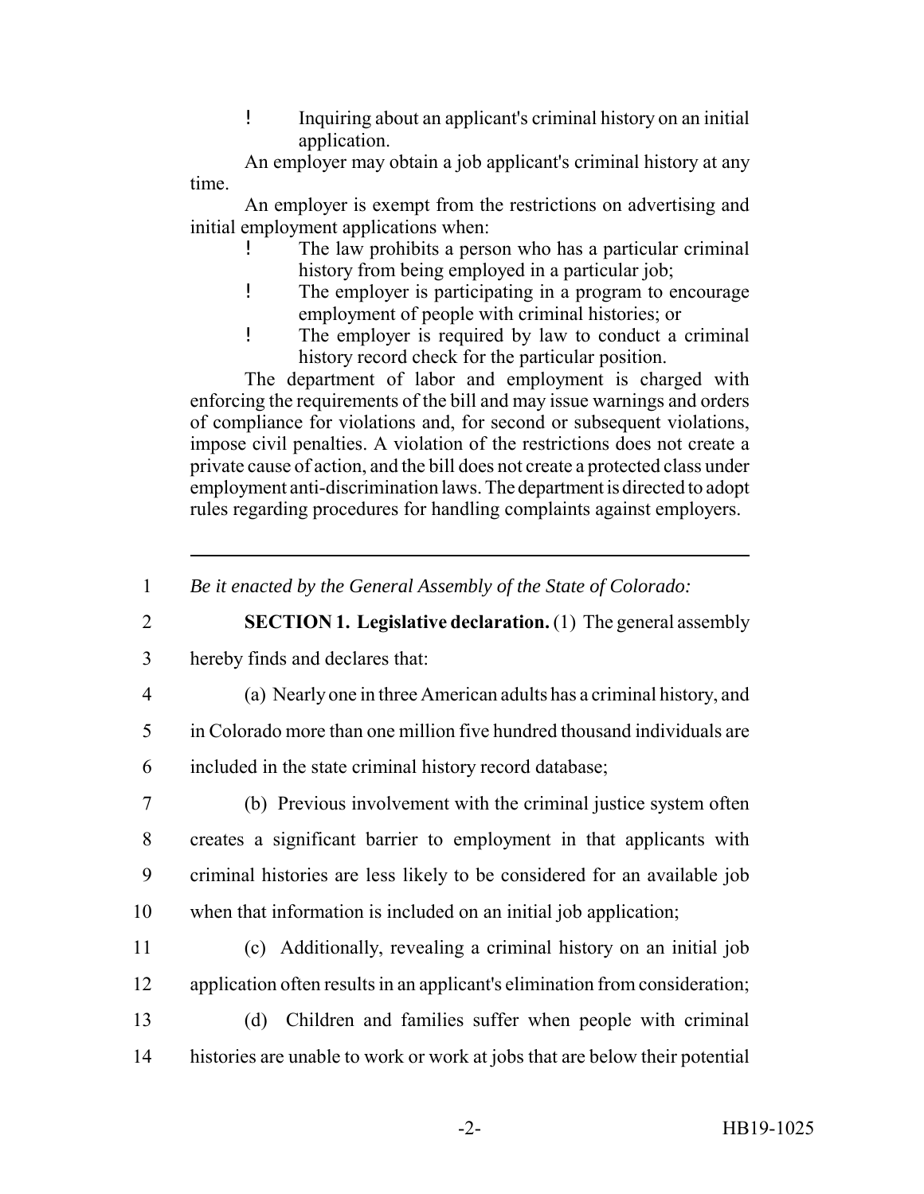- Inquiring about an applicant's criminal history on an initial application.

An employer may obtain a job applicant's criminal history at any time.

An employer is exempt from the restrictions on advertising and initial employment applications when:

- The law prohibits a person who has a particular criminal history from being employed in a particular job;
- The employer is participating in a program to encourage employment of people with criminal histories; or
- The employer is required by law to conduct a criminal history record check for the particular position.

The department of labor and employment is charged with enforcing the requirements of the bill and may issue warnings and orders of compliance for violations and, for second or subsequent violations, impose civil penalties. A violation of the restrictions does not create a private cause of action, and the bill does not create a protected class under employment anti-discrimination laws. The department is directed to adopt rules regarding procedures for handling complaints against employers.

---

1 *Be it enacted by the General Assembly of the State of Colorado:*

2 **SECTION 1. Legislative declaration.** (1) The general assembly
3 hereby finds and declares that:

4 (a) Nearly one in three American adults has a criminal history, and
5 in Colorado more than one million five hundred thousand individuals are
6 included in the state criminal history record database;

7 (b) Previous involvement with the criminal justice system often
8 creates a significant barrier to employment in that applicants with
9 criminal histories are less likely to be considered for an available job
10 when that information is included on an initial job application;

11 (c) Additionally, revealing a criminal history on an initial job
12 application often results in an applicant's elimination from consideration;

13 (d) Children and families suffer when people with criminal
14 histories are unable to work or work at jobs that are below their potential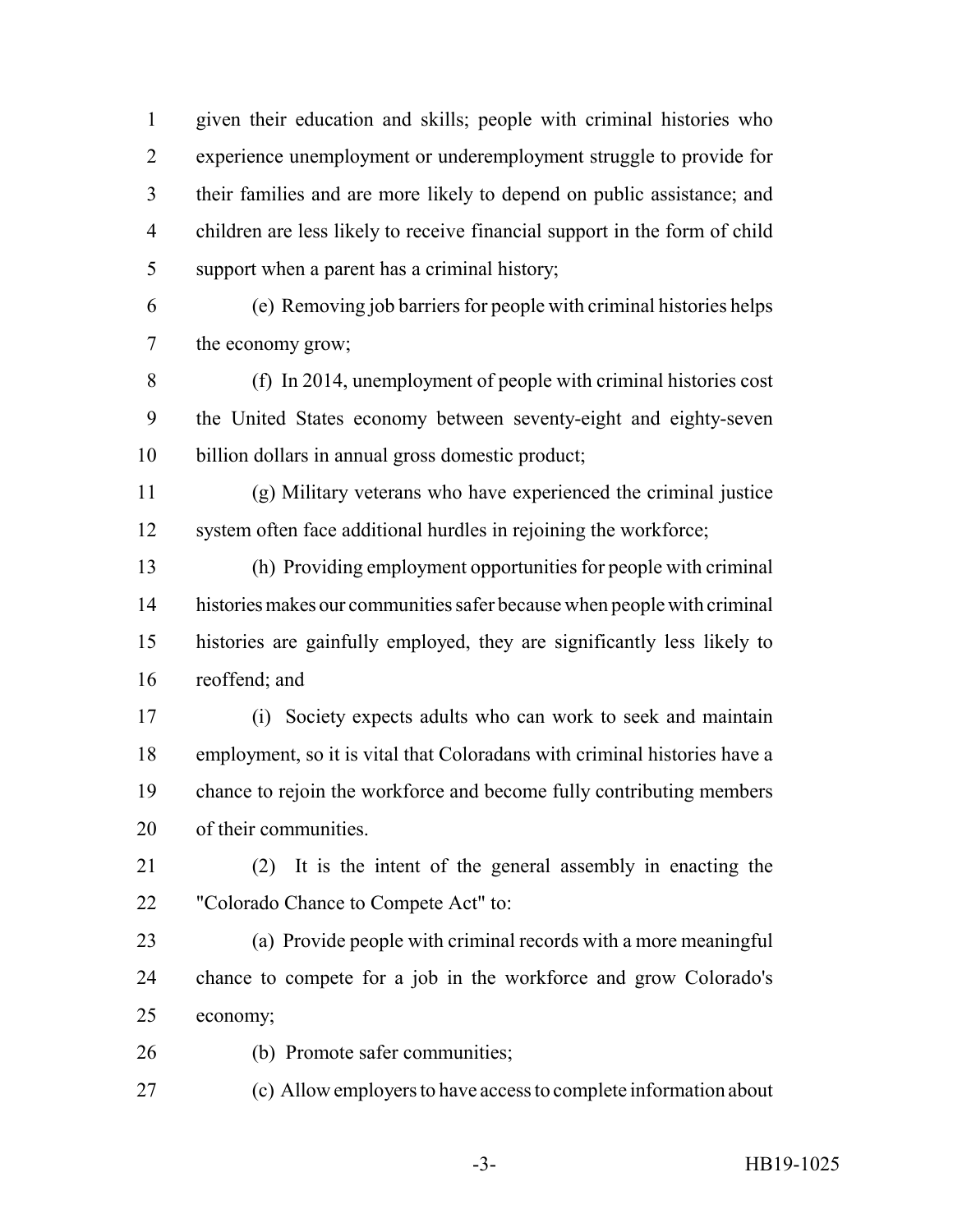given their education and skills; people with criminal histories who experience unemployment or underemployment struggle to provide for their families and are more likely to depend on public assistance; and children are less likely to receive financial support in the form of child support when a parent has a criminal history;

(e) Removing job barriers for people with criminal histories helps the economy grow;

(f) In 2014, unemployment of people with criminal histories cost the United States economy between seventy-eight and eighty-seven billion dollars in annual gross domestic product;

(g) Military veterans who have experienced the criminal justice system often face additional hurdles in rejoining the workforce;

(h) Providing employment opportunities for people with criminal histories makes our communities safer because when people with criminal histories are gainfully employed, they are significantly less likely to reoffend; and

(i) Society expects adults who can work to seek and maintain employment, so it is vital that Coloradans with criminal histories have a chance to rejoin the workforce and become fully contributing members of their communities.

(2) It is the intent of the general assembly in enacting the "Colorado Chance to Compete Act" to:

(a) Provide people with criminal records with a more meaningful chance to compete for a job in the workforce and grow Colorado's economy;

(b) Promote safer communities;

(c) Allow employers to have access to complete information about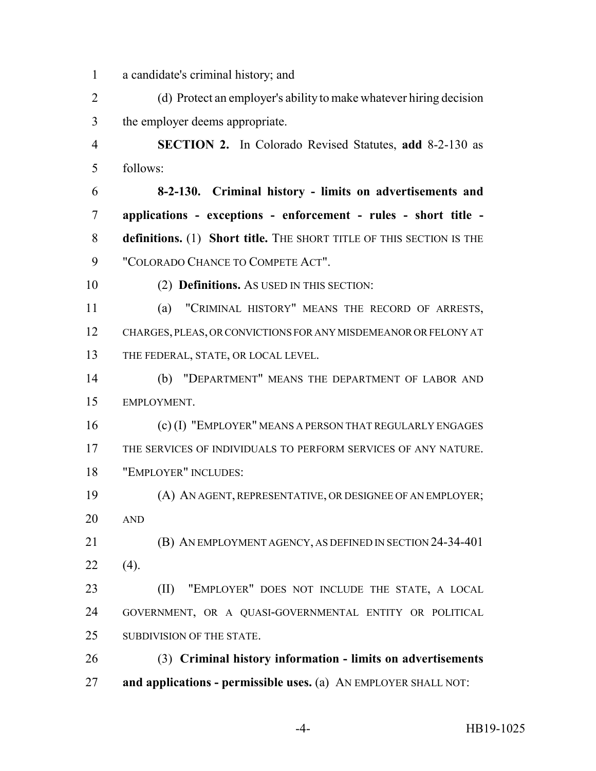a candidate's criminal history; and

(d) Protect an employer's ability to make whatever hiring decision the employer deems appropriate.

**SECTION 2.** In Colorado Revised Statutes, **add** 8-2-130 as follows:

**8-2-130. Criminal history - limits on advertisements and applications - exceptions - enforcement - rules - short title - definitions.** (1) **Short title.** THE SHORT TITLE OF THIS SECTION IS THE "COLORADO CHANCE TO COMPETE ACT".

(2) **Definitions.** AS USED IN THIS SECTION:

(a) "CRIMINAL HISTORY" MEANS THE RECORD OF ARRESTS, CHARGES, PLEAS, OR CONVICTIONS FOR ANY MISDEMEANOR OR FELONY AT THE FEDERAL, STATE, OR LOCAL LEVEL.

(b) "DEPARTMENT" MEANS THE DEPARTMENT OF LABOR AND EMPLOYMENT.

(c) (I) "EMPLOYER" MEANS A PERSON THAT REGULARLY ENGAGES THE SERVICES OF INDIVIDUALS TO PERFORM SERVICES OF ANY NATURE. "EMPLOYER" INCLUDES:

(A) AN AGENT, REPRESENTATIVE, OR DESIGNEE OF AN EMPLOYER; AND

(B) AN EMPLOYMENT AGENCY, AS DEFINED IN SECTION 24-34-401 (4).

(II) "EMPLOYER" DOES NOT INCLUDE THE STATE, A LOCAL GOVERNMENT, OR A QUASI-GOVERNMENTAL ENTITY OR POLITICAL SUBDIVISION OF THE STATE.

(3) **Criminal history information - limits on advertisements and applications - permissible uses.** (a) AN EMPLOYER SHALL NOT: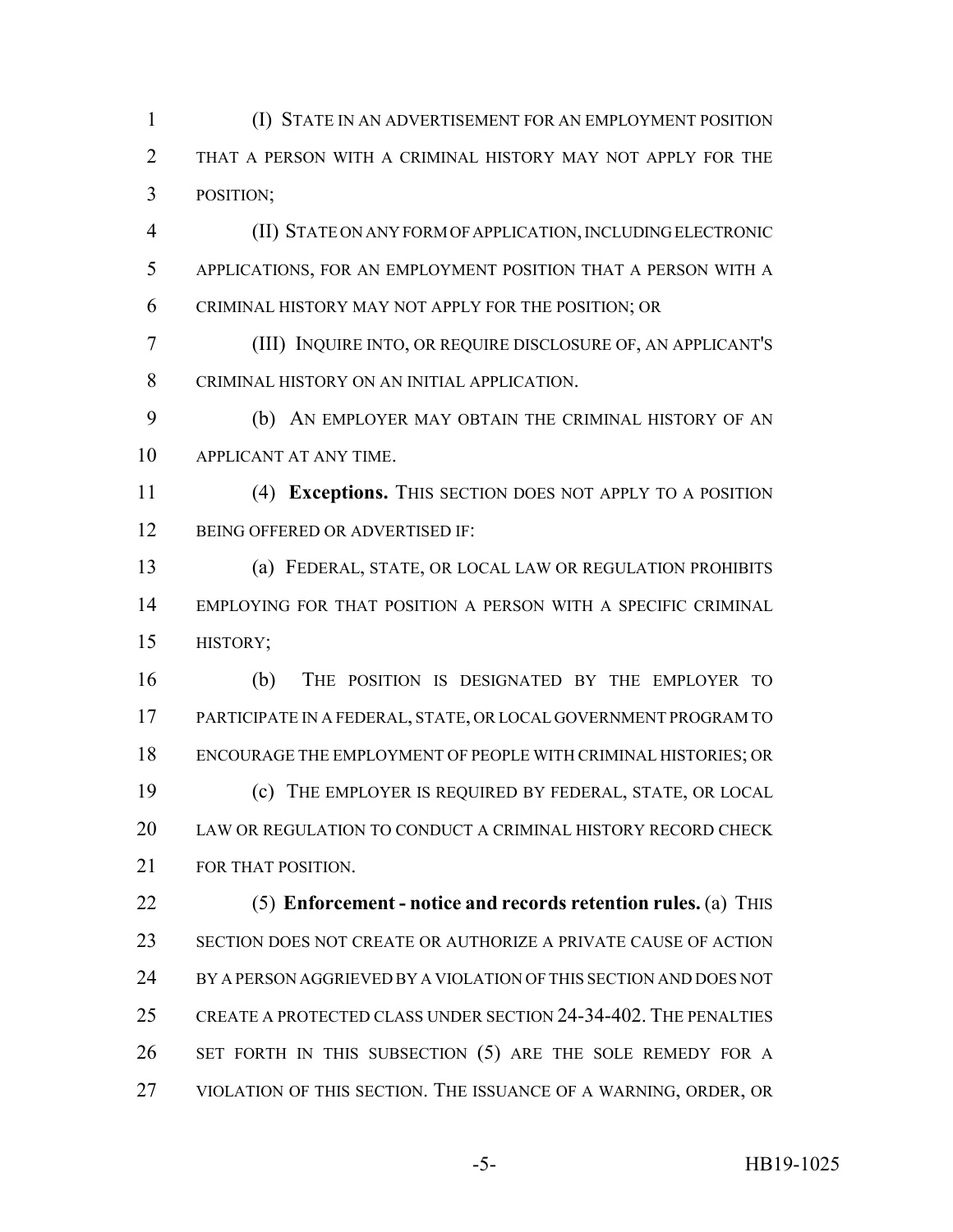(I) STATE IN AN ADVERTISEMENT FOR AN EMPLOYMENT POSITION THAT A PERSON WITH A CRIMINAL HISTORY MAY NOT APPLY FOR THE POSITION;

(II) STATE ON ANY FORM OF APPLICATION, INCLUDING ELECTRONIC APPLICATIONS, FOR AN EMPLOYMENT POSITION THAT A PERSON WITH A CRIMINAL HISTORY MAY NOT APPLY FOR THE POSITION; OR

(III) INQUIRE INTO, OR REQUIRE DISCLOSURE OF, AN APPLICANT'S CRIMINAL HISTORY ON AN INITIAL APPLICATION.

(b) AN EMPLOYER MAY OBTAIN THE CRIMINAL HISTORY OF AN APPLICANT AT ANY TIME.

(4) **Exceptions.** THIS SECTION DOES NOT APPLY TO A POSITION BEING OFFERED OR ADVERTISED IF:

(a) FEDERAL, STATE, OR LOCAL LAW OR REGULATION PROHIBITS EMPLOYING FOR THAT POSITION A PERSON WITH A SPECIFIC CRIMINAL HISTORY;

(b) THE POSITION IS DESIGNATED BY THE EMPLOYER TO PARTICIPATE IN A FEDERAL, STATE, OR LOCAL GOVERNMENT PROGRAM TO ENCOURAGE THE EMPLOYMENT OF PEOPLE WITH CRIMINAL HISTORIES; OR

(c) THE EMPLOYER IS REQUIRED BY FEDERAL, STATE, OR LOCAL LAW OR REGULATION TO CONDUCT A CRIMINAL HISTORY RECORD CHECK FOR THAT POSITION.

(5) **Enforcement - notice and records retention rules.** (a) THIS SECTION DOES NOT CREATE OR AUTHORIZE A PRIVATE CAUSE OF ACTION BY A PERSON AGGRIEVED BY A VIOLATION OF THIS SECTION AND DOES NOT CREATE A PROTECTED CLASS UNDER SECTION 24-34-402. THE PENALTIES SET FORTH IN THIS SUBSECTION (5) ARE THE SOLE REMEDY FOR A VIOLATION OF THIS SECTION. THE ISSUANCE OF A WARNING, ORDER, OR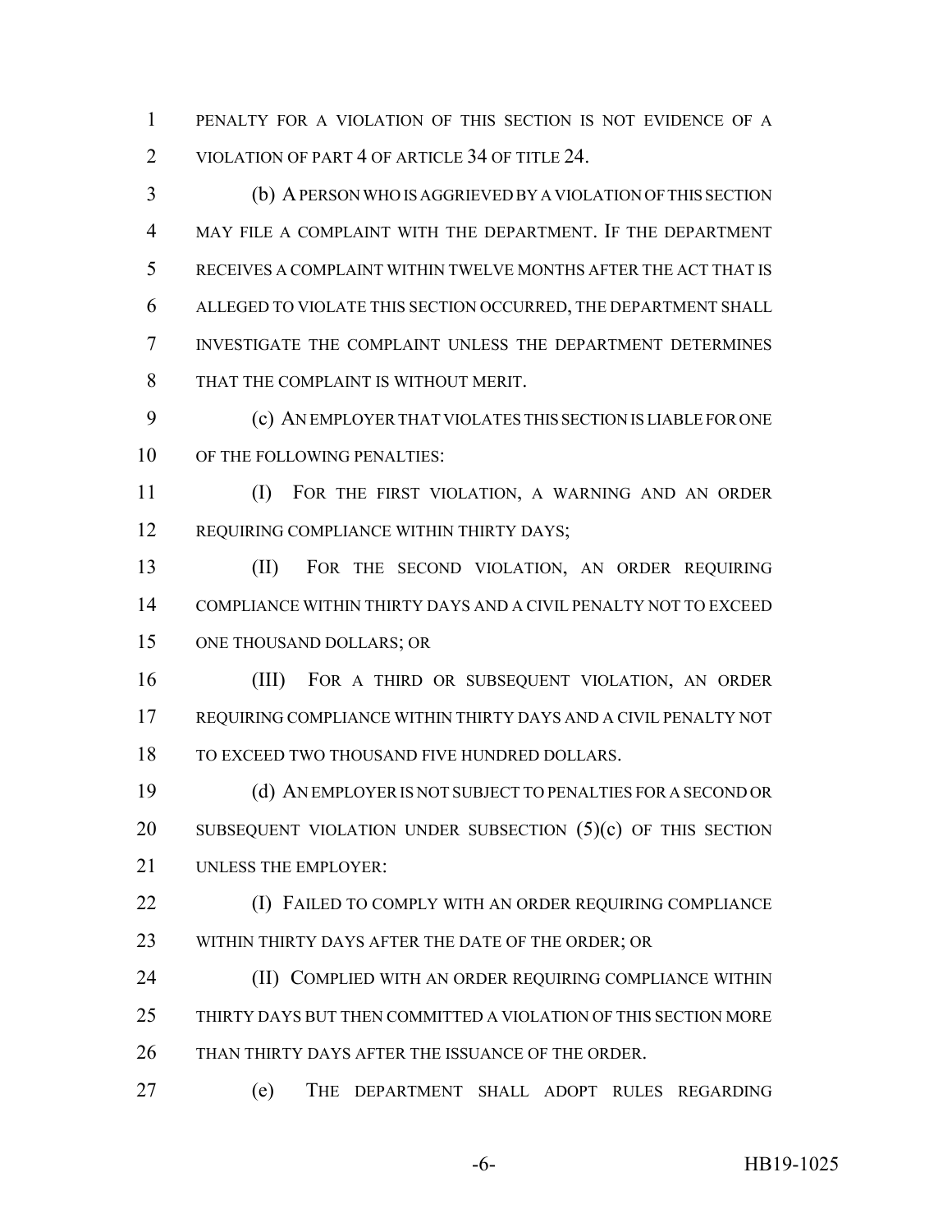PENALTY FOR A VIOLATION OF THIS SECTION IS NOT EVIDENCE OF A VIOLATION OF PART 4 OF ARTICLE 34 OF TITLE 24.

(b) A PERSON WHO IS AGGRIEVED BY A VIOLATION OF THIS SECTION MAY FILE A COMPLAINT WITH THE DEPARTMENT. IF THE DEPARTMENT RECEIVES A COMPLAINT WITHIN TWELVE MONTHS AFTER THE ACT THAT IS ALLEGED TO VIOLATE THIS SECTION OCCURRED, THE DEPARTMENT SHALL INVESTIGATE THE COMPLAINT UNLESS THE DEPARTMENT DETERMINES THAT THE COMPLAINT IS WITHOUT MERIT.

(c) AN EMPLOYER THAT VIOLATES THIS SECTION IS LIABLE FOR ONE OF THE FOLLOWING PENALTIES:

(I) FOR THE FIRST VIOLATION, A WARNING AND AN ORDER REQUIRING COMPLIANCE WITHIN THIRTY DAYS;

(II) FOR THE SECOND VIOLATION, AN ORDER REQUIRING COMPLIANCE WITHIN THIRTY DAYS AND A CIVIL PENALTY NOT TO EXCEED ONE THOUSAND DOLLARS; OR

(III) FOR A THIRD OR SUBSEQUENT VIOLATION, AN ORDER REQUIRING COMPLIANCE WITHIN THIRTY DAYS AND A CIVIL PENALTY NOT TO EXCEED TWO THOUSAND FIVE HUNDRED DOLLARS.

(d) AN EMPLOYER IS NOT SUBJECT TO PENALTIES FOR A SECOND OR SUBSEQUENT VIOLATION UNDER SUBSECTION (5)(c) OF THIS SECTION UNLESS THE EMPLOYER:

(I) FAILED TO COMPLY WITH AN ORDER REQUIRING COMPLIANCE WITHIN THIRTY DAYS AFTER THE DATE OF THE ORDER; OR

(II) COMPLIED WITH AN ORDER REQUIRING COMPLIANCE WITHIN THIRTY DAYS BUT THEN COMMITTED A VIOLATION OF THIS SECTION MORE THAN THIRTY DAYS AFTER THE ISSUANCE OF THE ORDER.

(e) THE DEPARTMENT SHALL ADOPT RULES REGARDING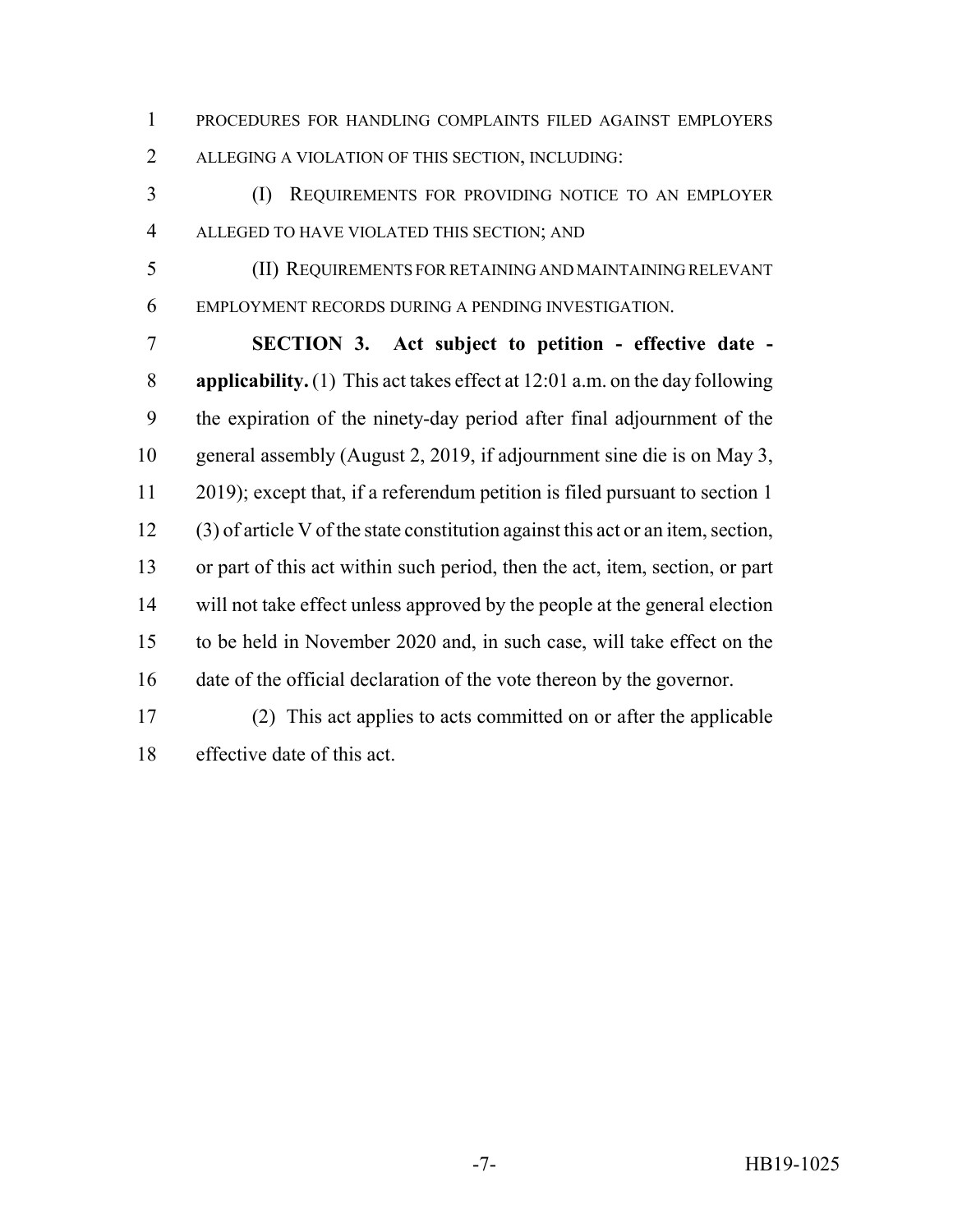PROCEDURES FOR HANDLING COMPLAINTS FILED AGAINST EMPLOYERS ALLEGING A VIOLATION OF THIS SECTION, INCLUDING:

(I) REQUIREMENTS FOR PROVIDING NOTICE TO AN EMPLOYER ALLEGED TO HAVE VIOLATED THIS SECTION; AND

(II) REQUIREMENTS FOR RETAINING AND MAINTAINING RELEVANT EMPLOYMENT RECORDS DURING A PENDING INVESTIGATION.

**SECTION 3. Act subject to petition - effective date - applicability.** (1) This act takes effect at 12:01 a.m. on the day following the expiration of the ninety-day period after final adjournment of the general assembly (August 2, 2019, if adjournment sine die is on May 3, 2019); except that, if a referendum petition is filed pursuant to section 1 (3) of article V of the state constitution against this act or an item, section, or part of this act within such period, then the act, item, section, or part will not take effect unless approved by the people at the general election to be held in November 2020 and, in such case, will take effect on the date of the official declaration of the vote thereon by the governor.

(2) This act applies to acts committed on or after the applicable effective date of this act.